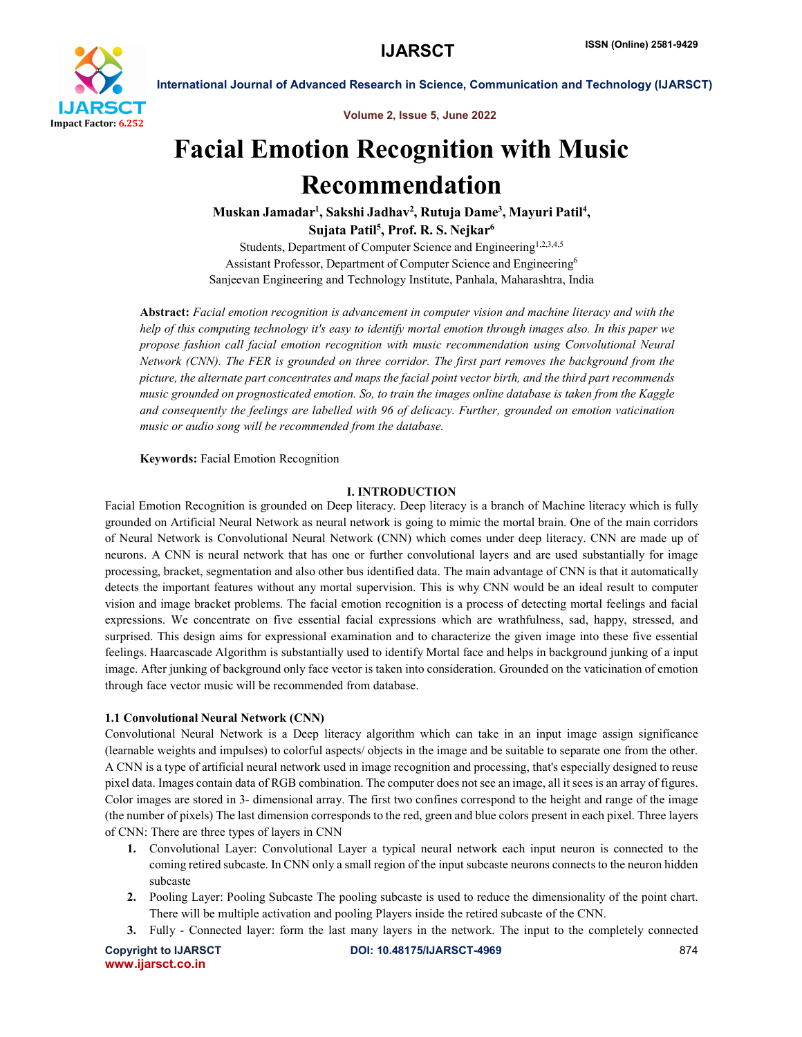# Facial Emotion Recognition with Music Recommendation

**Muskan Jamadar[1], Sakshi Jadhav[2], Rutuja Dame[3], Mayuri Patil[4], Sujata Patil[5], Prof. R. S. Nejkar[6]**

Students, Department of Computer Science and Engineering[1,2,3,4,5]
Assistant Professor, Department of Computer Science and Engineering[6]
Sanjeevan Engineering and Technology Institute, Panhala, Maharashtra, India

**Abstract:** *Facial emotion recognition is advancement in computer vision and machine literacy and with the help of this computing technology it's easy to identify mortal emotion through images also. In this paper we propose fashion call facial emotion recognition with music recommendation using Convolutional Neural Network (CNN). The FER is grounded on three corridor. The first part removes the background from the picture, the alternate part concentrates and maps the facial point vector birth, and the third part recommends music grounded on prognosticated emotion. So, to train the images online database is taken from the Kaggle and consequently the feelings are labelled with 96 of delicacy. Further, grounded on emotion vaticination music or audio song will be recommended from the database.*

**Keywords:** Facial Emotion Recognition

## I. INTRODUCTION

Facial Emotion Recognition is grounded on Deep literacy. Deep literacy is a branch of Machine literacy which is fully grounded on Artificial Neural Network as neural network is going to mimic the mortal brain. One of the main corridors of Neural Network is Convolutional Neural Network (CNN) which comes under deep literacy. CNN are made up of neurons. A CNN is neural network that has one or further convolutional layers and are used substantially for image processing, bracket, segmentation and also other bus identified data. The main advantage of CNN is that it automatically detects the important features without any mortal supervision. This is why CNN would be an ideal result to computer vision and image bracket problems. The facial emotion recognition is a process of detecting mortal feelings and facial expressions. We concentrate on five essential facial expressions which are wrathfulness, sad, happy, stressed, and surprised. This design aims for expressional examination and to characterize the given image into these five essential feelings. Haarcascade Algorithm is substantially used to identify Mortal face and helps in background junking of a input image. After junking of background only face vector is taken into consideration. Grounded on the vaticination of emotion through face vector music will be recommended from database.

### 1.1 Convolutional Neural Network (CNN)

Convolutional Neural Network is a Deep literacy algorithm which can take in an input image assign significance (learnable weights and impulses) to colorful aspects/ objects in the image and be suitable to separate one from the other. A CNN is a type of artificial neural network used in image recognition and processing, that's especially designed to reuse pixel data. Images contain data of RGB combination. The computer does not see an image, all it sees is an array of figures. Color images are stored in 3- dimensional array. The first two confines correspond to the height and range of the image (the number of pixels) The last dimension corresponds to the red, green and blue colors present in each pixel. Three layers of CNN: There are three types of layers in CNN

1. Convolutional Layer: Convolutional Layer a typical neural network each input neuron is connected to the coming retired subcaste. In CNN only a small region of the input subcaste neurons connects to the neuron hidden subcaste
2. Pooling Layer: Pooling Subcaste The pooling subcaste is used to reduce the dimensionality of the point chart. There will be multiple activation and pooling Players inside the retired subcaste of the CNN.
3. Fully - Connected layer: form the last many layers in the network. The input to the completely connected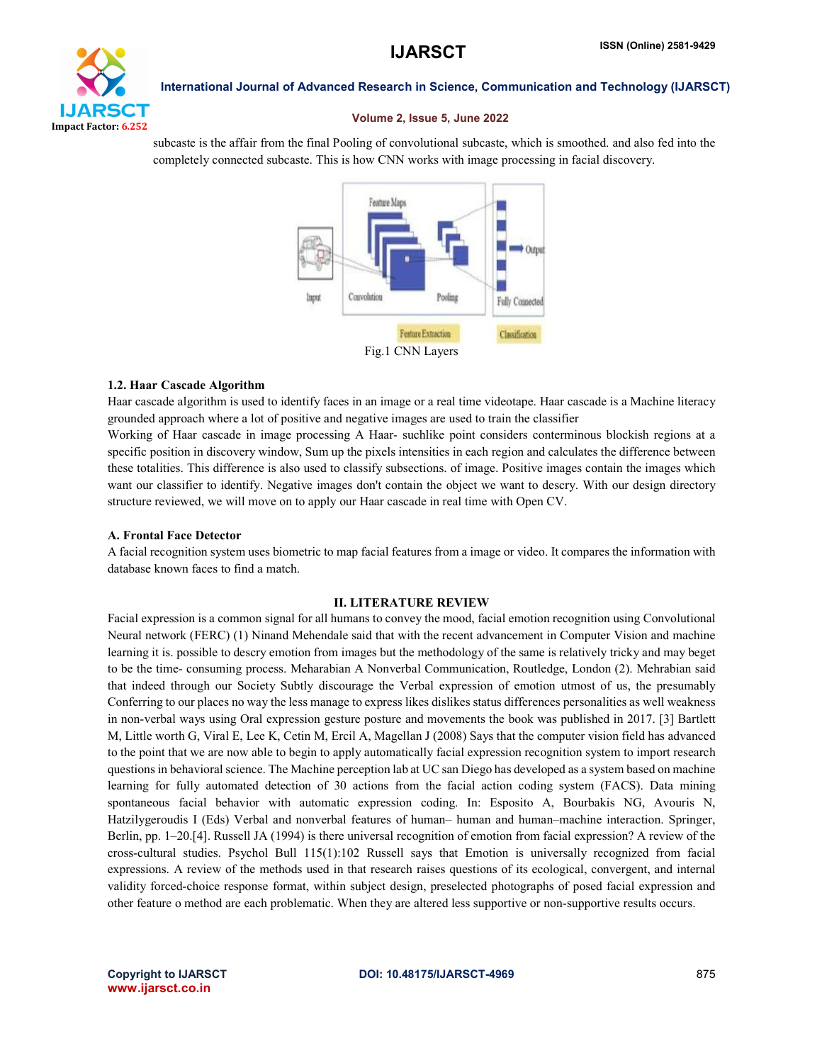subcaste is the affair from the final Pooling of convolutional subcaste, which is smoothed. and also fed into the completely connected subcaste. This is how CNN works with image processing in facial discovery.

Fig.1 CNN Layers

### 1.2. Haar Cascade Algorithm

Haar cascade algorithm is used to identify faces in an image or a real time videotape. Haar cascade is a Machine literacy grounded approach where a lot of positive and negative images are used to train the classifier

Working of Haar cascade in image processing A Haar- suchlike point considers conterminous blockish regions at a specific position in discovery window, Sum up the pixels intensities in each region and calculates the difference between these totalities. This difference is also used to classify subsections. of image. Positive images contain the images which want our classifier to identify. Negative images don't contain the object we want to descry. With our design directory structure reviewed, we will move on to apply our Haar cascade in real time with Open CV.

### A. Frontal Face Detector

A facial recognition system uses biometric to map facial features from a image or video. It compares the information with database known faces to find a match.

## II. LITERATURE REVIEW

Facial expression is a common signal for all humans to convey the mood, facial emotion recognition using Convolutional Neural network (FERC) (1) Ninand Mehendale said that with the recent advancement in Computer Vision and machine learning it is. possible to descry emotion from images but the methodology of the same is relatively tricky and may beget to be the time- consuming process. Meharabian A Nonverbal Communication, Routledge, London (2). Mehrabian said that indeed through our Society Subtly discourage the Verbal expression of emotion utmost of us, the presumably Conferring to our places no way the less manage to express likes dislikes status differences personalities as well weakness in non-verbal ways using Oral expression gesture posture and movements the book was published in 2017. [3] Bartlett M, Little worth G, Viral E, Lee K, Cetin M, Ercil A, Magellan J (2008) Says that the computer vision field has advanced to the point that we are now able to begin to apply automatically facial expression recognition system to import research questions in behavioral science. The Machine perception lab at UC san Diego has developed as a system based on machine learning for fully automated detection of 30 actions from the facial action coding system (FACS). Data mining spontaneous facial behavior with automatic expression coding. In: Esposito A, Bourbakis NG, Avouris N, Hatzilygeroudis I (Eds) Verbal and nonverbal features of human– human and human–machine interaction. Springer, Berlin, pp. 1–20.[4]. Russell JA (1994) is there universal recognition of emotion from facial expression? A review of the cross-cultural studies. Psychol Bull 115(1):102 Russell says that Emotion is universally recognized from facial expressions. A review of the methods used in that research raises questions of its ecological, convergent, and internal validity forced-choice response format, within subject design, preselected photographs of posed facial expression and other feature o method are each problematic. When they are altered less supportive or non-supportive results occurs.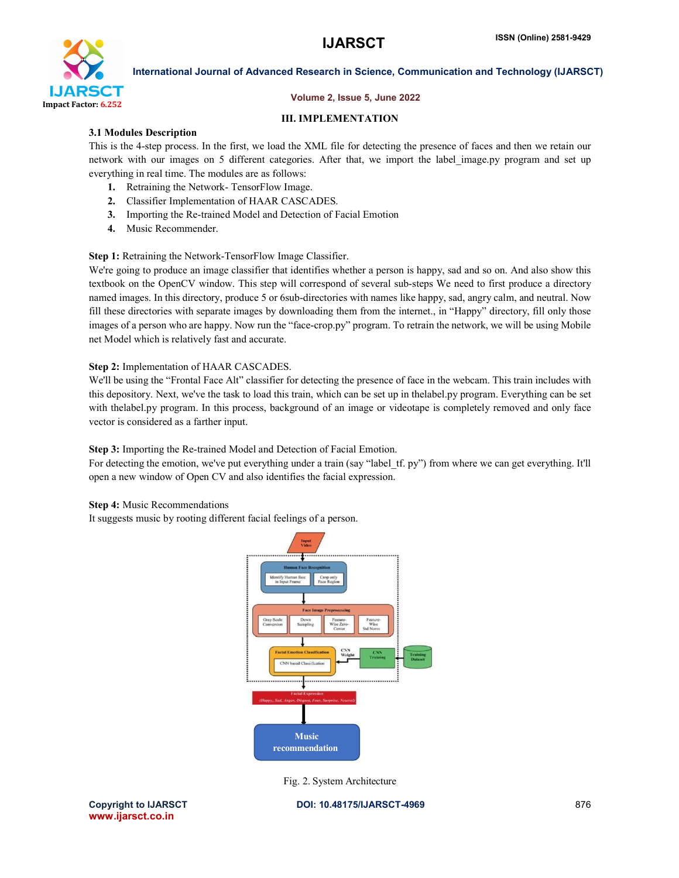## III. IMPLEMENTATION

### 3.1 Modules Description

This is the 4-step process. In the first, we load the XML file for detecting the presence of faces and then we retain our network with our images on 5 different categories. After that, we import the label_image.py program and set up everything in real time. The modules are as follows:

1. Retraining the Network- TensorFlow Image.
2. Classifier Implementation of HAAR CASCADES.
3. Importing the Re-trained Model and Detection of Facial Emotion
4. Music Recommender.

**Step 1:** Retraining the Network-TensorFlow Image Classifier.

We're going to produce an image classifier that identifies whether a person is happy, sad and so on. And also show this textbook on the OpenCV window. This step will correspond of several sub-steps We need to first produce a directory named images. In this directory, produce 5 or 6sub-directories with names like happy, sad, angry calm, and neutral. Now fill these directories with separate images by downloading them from the internet., in "Happy" directory, fill only those images of a person who are happy. Now run the "face-crop.py" program. To retrain the network, we will be using Mobile net Model which is relatively fast and accurate.

**Step 2:** Implementation of HAAR CASCADES.

We'll be using the "Frontal Face Alt" classifier for detecting the presence of face in the webcam. This train includes with this depository. Next, we've the task to load this train, which can be set up in thelabel.py program. Everything can be set with thelabel.py program. In this process, background of an image or videotape is completely removed and only face vector is considered as a farther input.

**Step 3:** Importing the Re-trained Model and Detection of Facial Emotion.

For detecting the emotion, we've put everything under a train (say "label_tf. py") from where we can get everything. It'll open a new window of Open CV and also identifies the facial expression.

**Step 4:** Music Recommendations

It suggests music by rooting different facial feelings of a person.

Fig. 2. System Architecture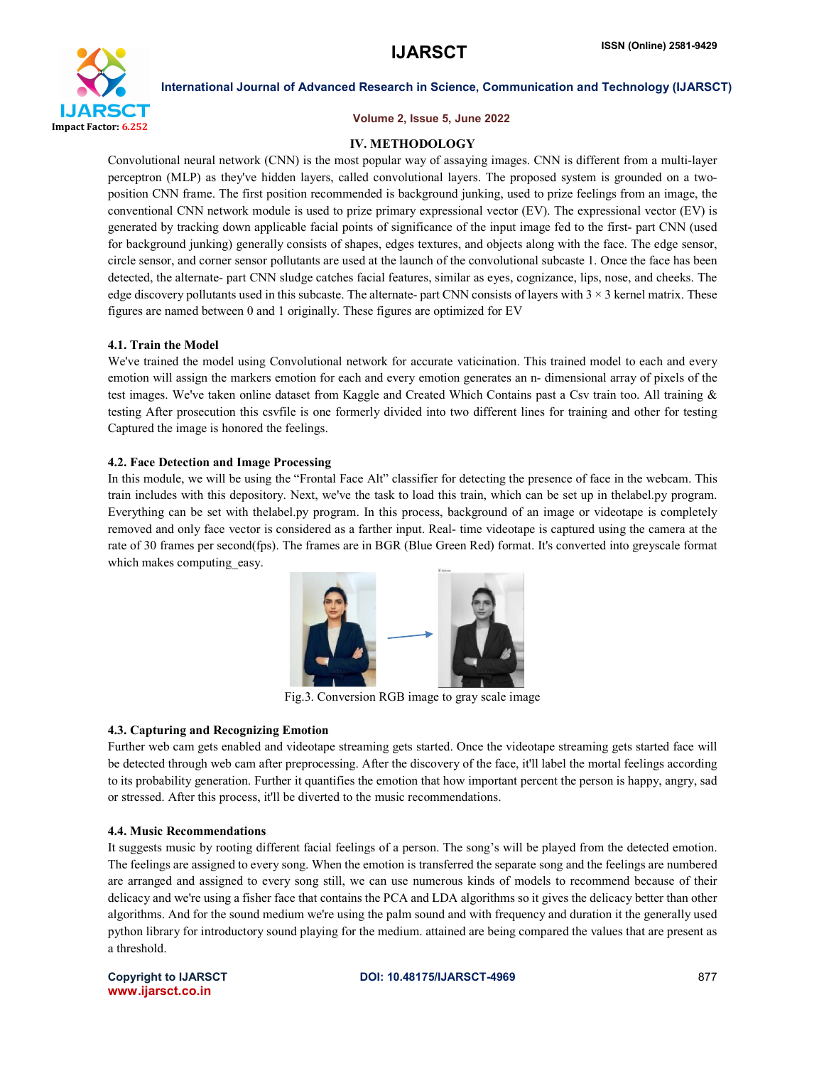## IV. METHODOLOGY

Convolutional neural network (CNN) is the most popular way of assaying images. CNN is different from a multi-layer perceptron (MLP) as they've hidden layers, called convolutional layers. The proposed system is grounded on a two-position CNN frame. The first position recommended is background junking, used to prize feelings from an image, the conventional CNN network module is used to prize primary expressional vector (EV). The expressional vector (EV) is generated by tracking down applicable facial points of significance of the input image fed to the first- part CNN (used for background junking) generally consists of shapes, edges textures, and objects along with the face. The edge sensor, circle sensor, and corner sensor pollutants are used at the launch of the convolutional subcaste 1. Once the face has been detected, the alternate- part CNN sludge catches facial features, similar as eyes, cognizance, lips, nose, and cheeks. The edge discovery pollutants used in this subcaste. The alternate- part CNN consists of layers with 3 × 3 kernel matrix. These figures are named between 0 and 1 originally. These figures are optimized for EV

### 4.1. Train the Model

We've trained the model using Convolutional network for accurate vaticination. This trained model to each and every emotion will assign the markers emotion for each and every emotion generates an n- dimensional array of pixels of the test images. We've taken online dataset from Kaggle and Created Which Contains past a Csv train too. All training & testing After prosecution this csvfile is one formerly divided into two different lines for training and other for testing Captured the image is honored the feelings.

### 4.2. Face Detection and Image Processing

In this module, we will be using the "Frontal Face Alt" classifier for detecting the presence of face in the webcam. This train includes with this depository. Next, we've the task to load this train, which can be set up in thelabel.py program. Everything can be set with thelabel.py program. In this process, background of an image or videotape is completely removed and only face vector is considered as a farther input. Real- time videotape is captured using the camera at the rate of 30 frames per second(fps). The frames are in BGR (Blue Green Red) format. It's converted into greyscale format which makes computing_easy.

Fig.3. Conversion RGB image to gray scale image

### 4.3. Capturing and Recognizing Emotion

Further web cam gets enabled and videotape streaming gets started. Once the videotape streaming gets started face will be detected through web cam after preprocessing. After the discovery of the face, it'll label the mortal feelings according to its probability generation. Further it quantifies the emotion that how important percent the person is happy, angry, sad or stressed. After this process, it'll be diverted to the music recommendations.

### 4.4. Music Recommendations

It suggests music by rooting different facial feelings of a person. The song's will be played from the detected emotion. The feelings are assigned to every song. When the emotion is transferred the separate song and the feelings are numbered are arranged and assigned to every song still, we can use numerous kinds of models to recommend because of their delicacy and we're using a fisher face that contains the PCA and LDA algorithms so it gives the delicacy better than other algorithms. And for the sound medium we're using the palm sound and with frequency and duration it the generally used python library for introductory sound playing for the medium. attained are being compared the values that are present as a threshold.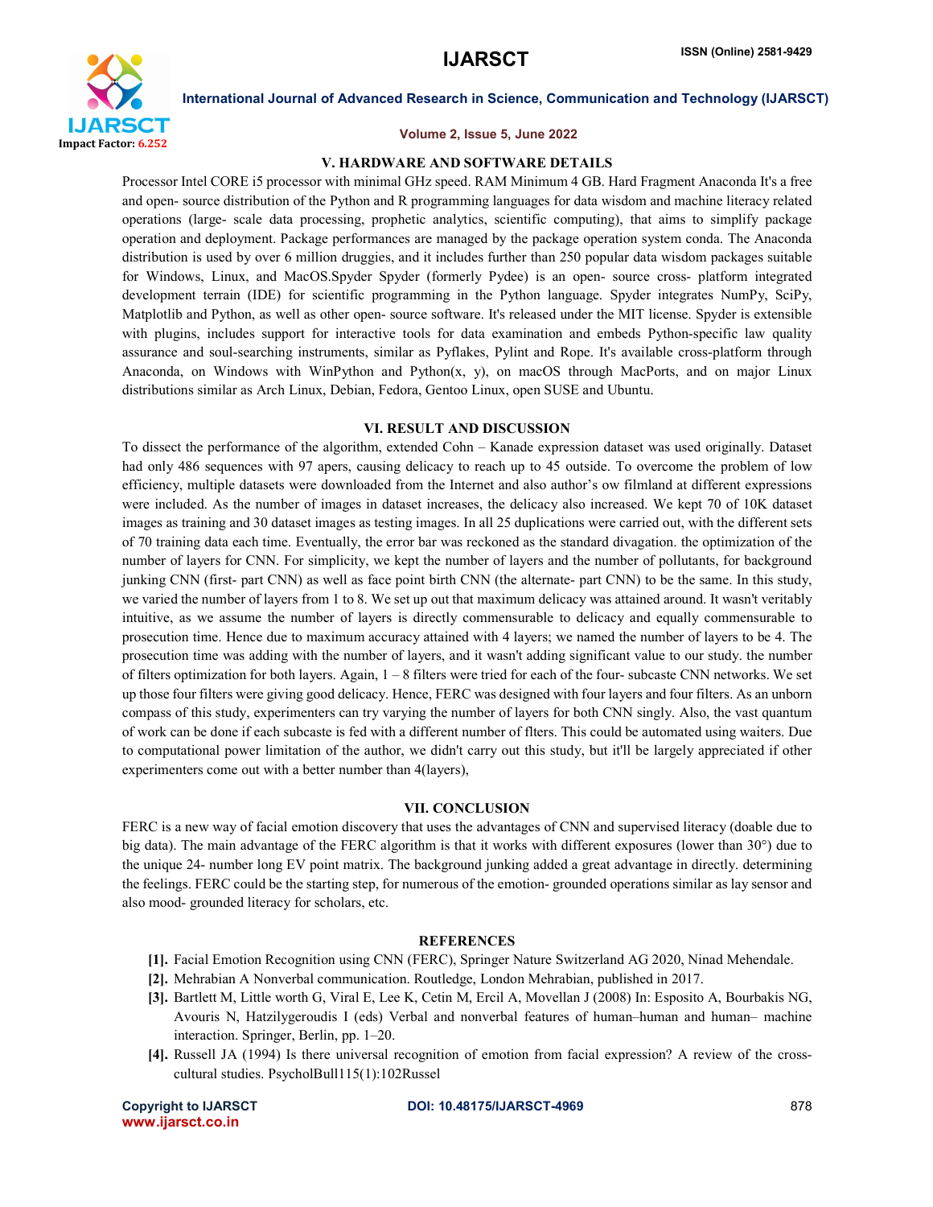## V. HARDWARE AND SOFTWARE DETAILS

Processor Intel CORE i5 processor with minimal GHz speed. RAM Minimum 4 GB. Hard Fragment Anaconda It's a free and open- source distribution of the Python and R programming languages for data wisdom and machine literacy related operations (large- scale data processing, prophetic analytics, scientific computing), that aims to simplify package operation and deployment. Package performances are managed by the package operation system conda. The Anaconda distribution is used by over 6 million druggies, and it includes further than 250 popular data wisdom packages suitable for Windows, Linux, and MacOS.Spyder Spyder (formerly Pydee) is an open- source cross- platform integrated development terrain (IDE) for scientific programming in the Python language. Spyder integrates NumPy, SciPy, Matplotlib and Python, as well as other open- source software. It's released under the MIT license. Spyder is extensible with plugins, includes support for interactive tools for data examination and embeds Python-specific law quality assurance and soul-searching instruments, similar as Pyflakes, Pylint and Rope. It's available cross-platform through Anaconda, on Windows with WinPython and Python(x, y), on macOS through MacPorts, and on major Linux distributions similar as Arch Linux, Debian, Fedora, Gentoo Linux, open SUSE and Ubuntu.

## VI. RESULT AND DISCUSSION

To dissect the performance of the algorithm, extended Cohn – Kanade expression dataset was used originally. Dataset had only 486 sequences with 97 apers, causing delicacy to reach up to 45 outside. To overcome the problem of low efficiency, multiple datasets were downloaded from the Internet and also author's ow filmland at different expressions were included. As the number of images in dataset increases, the delicacy also increased. We kept 70 of 10K dataset images as training and 30 dataset images as testing images. In all 25 duplications were carried out, with the different sets of 70 training data each time. Eventually, the error bar was reckoned as the standard divagation. the optimization of the number of layers for CNN. For simplicity, we kept the number of layers and the number of pollutants, for background junking CNN (first- part CNN) as well as face point birth CNN (the alternate- part CNN) to be the same. In this study, we varied the number of layers from 1 to 8. We set up out that maximum delicacy was attained around. It wasn't veritably intuitive, as we assume the number of layers is directly commensurable to delicacy and equally commensurable to prosecution time. Hence due to maximum accuracy attained with 4 layers; we named the number of layers to be 4. The prosecution time was adding with the number of layers, and it wasn't adding significant value to our study. the number of filters optimization for both layers. Again, 1 – 8 filters were tried for each of the four- subcaste CNN networks. We set up those four filters were giving good delicacy. Hence, FERC was designed with four layers and four filters. As an unborn compass of this study, experimenters can try varying the number of layers for both CNN singly. Also, the vast quantum of work can be done if each subcaste is fed with a different number of flters. This could be automated using waiters. Due to computational power limitation of the author, we didn't carry out this study, but it'll be largely appreciated if other experimenters come out with a better number than 4(layers),

## VII. CONCLUSION

FERC is a new way of facial emotion discovery that uses the advantages of CNN and supervised literacy (doable due to big data). The main advantage of the FERC algorithm is that it works with different exposures (lower than 30°) due to the unique 24- number long EV point matrix. The background junking added a great advantage in directly. determining the feelings. FERC could be the starting step, for numerous of the emotion- grounded operations similar as lay sensor and also mood- grounded literacy for scholars, etc.

## REFERENCES

**[1].** Facial Emotion Recognition using CNN (FERC), Springer Nature Switzerland AG 2020, Ninad Mehendale.

**[2].** Mehrabian A Nonverbal communication. Routledge, London Mehrabian, published in 2017.

**[3].** Bartlett M, Little worth G, Viral E, Lee K, Cetin M, Ercil A, Movellan J (2008) In: Esposito A, Bourbakis NG, Avouris N, Hatzilygeroudis I (eds) Verbal and nonverbal features of human–human and human– machine interaction. Springer, Berlin, pp. 1–20.

**[4].** Russell JA (1994) Is there universal recognition of emotion from facial expression? A review of the cross-cultural studies. PsycholBull115(1):102Russel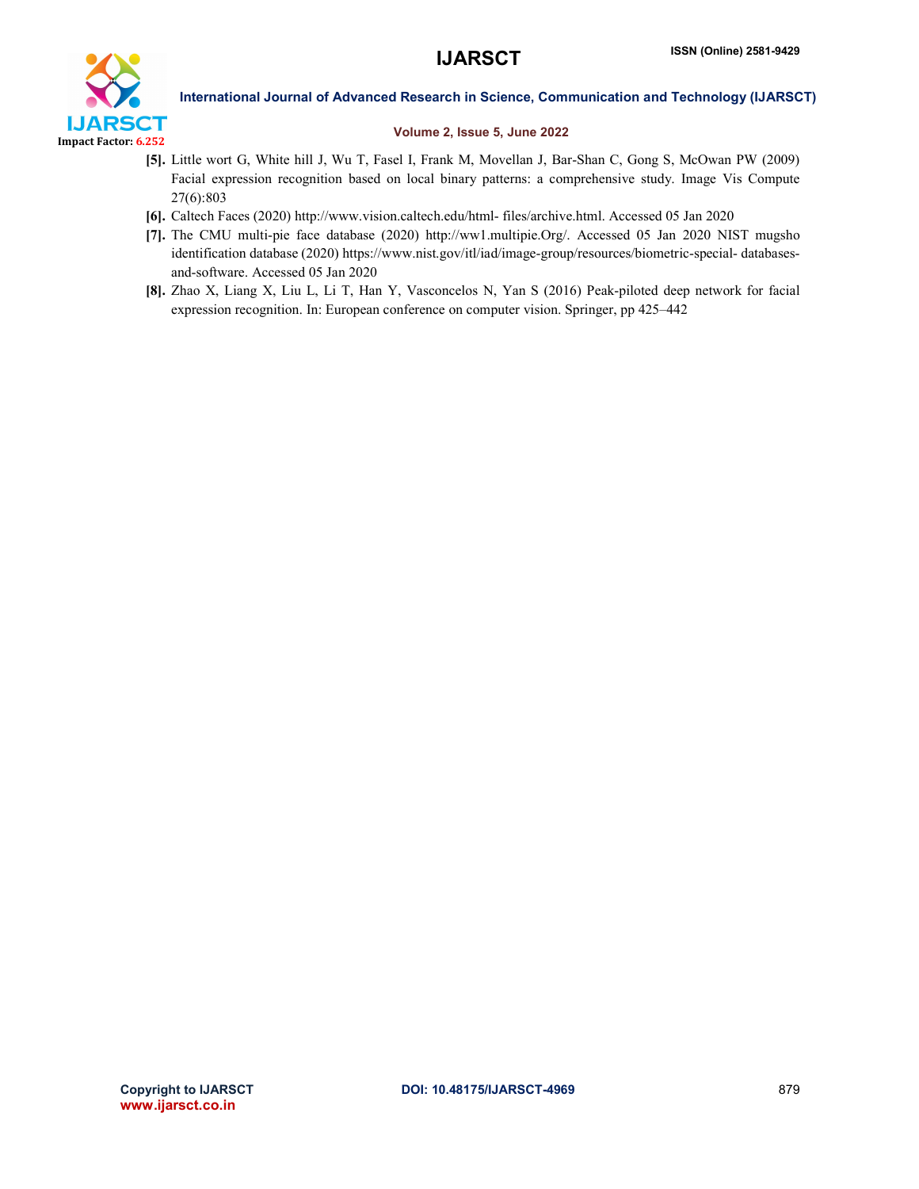**[5].** Little wort G, White hill J, Wu T, Fasel I, Frank M, Movellan J, Bar-Shan C, Gong S, McOwan PW (2009) Facial expression recognition based on local binary patterns: a comprehensive study. Image Vis Compute 27(6):803

**[6].** Caltech Faces (2020) http://www.vision.caltech.edu/html- files/archive.html. Accessed 05 Jan 2020

**[7].** The CMU multi-pie face database (2020) http://ww1.multipie.Org/. Accessed 05 Jan 2020 NIST mugsho identification database (2020) https://www.nist.gov/itl/iad/image-group/resources/biometric-special- databases-and-software. Accessed 05 Jan 2020

**[8].** Zhao X, Liang X, Liu L, Li T, Han Y, Vasconcelos N, Yan S (2016) Peak-piloted deep network for facial expression recognition. In: European conference on computer vision. Springer, pp 425–442